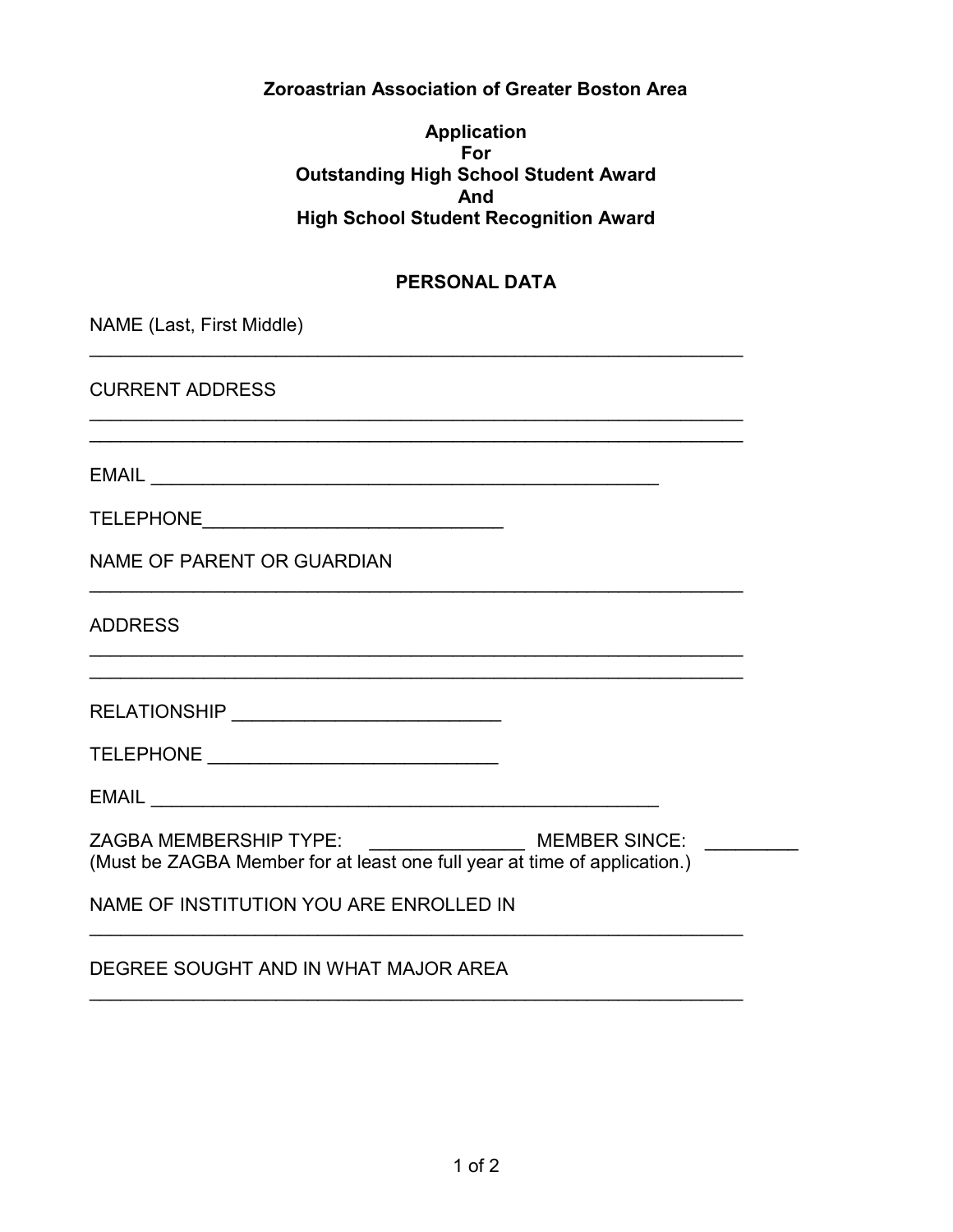**Zoroastrian Association of Greater Boston Area**

# Application For Outstanding High School Student Award And High School Student Recognition Award

## PERSONAL DATA

NAME (Last, First Middle)

_______________________________________________________________

CURRENT ADDRESS

_______________________________________________________________

_______________________________________________________________

EMAIL _______________________________________________

TELEPHONE___________________________

NAME OF PARENT OR GUARDIAN

_______________________________________________________________

ADDRESS

_______________________________________________________________

_______________________________________________________________

RELATIONSHIP _________________________

TELEPHONE ___________________________

EMAIL _______________________________________________

ZAGBA MEMBERSHIP TYPE: _______________ MEMBER SINCE: _________

(Must be ZAGBA Member for at least one full year at time of application.)

NAME OF INSTITUTION YOU ARE ENROLLED IN

_______________________________________________________________

DEGREE SOUGHT AND IN WHAT MAJOR AREA

_______________________________________________________________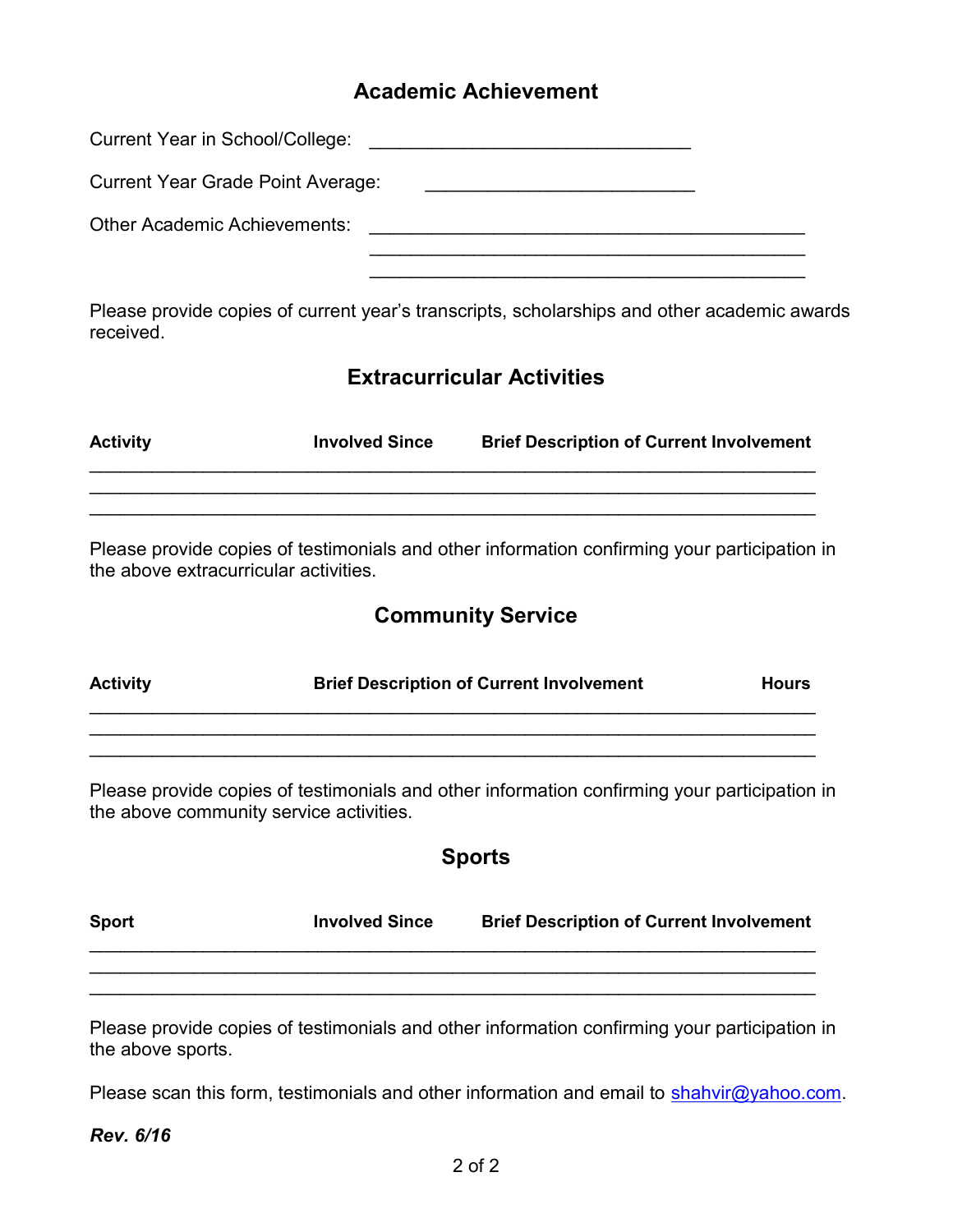## Academic Achievement

Current Year in School/College: ______________________________

Current Year Grade Point Average: _________________________

Other Academic Achievements: _________________________________________
_________________________________________
_________________________________________

Please provide copies of current year's transcripts, scholarships and other academic awards received.

## Extracurricular Activities

| Activity | Involved Since | Brief Description of Current Involvement |
| --- | --- | --- |
| | | |
| | | |
| | | |

Please provide copies of testimonials and other information confirming your participation in the above extracurricular activities.

## Community Service

| Activity | Brief Description of Current Involvement | Hours |
| --- | --- | --- |
| | | |
| | | |
| | | |

Please provide copies of testimonials and other information confirming your participation in the above community service activities.

## Sports

| Sport | Involved Since | Brief Description of Current Involvement |
| --- | --- | --- |
| | | |
| | | |
| | | |

Please provide copies of testimonials and other information confirming your participation in the above sports.

Please scan this form, testimonials and other information and email to shahvir@yahoo.com.

***Rev. 6/16***